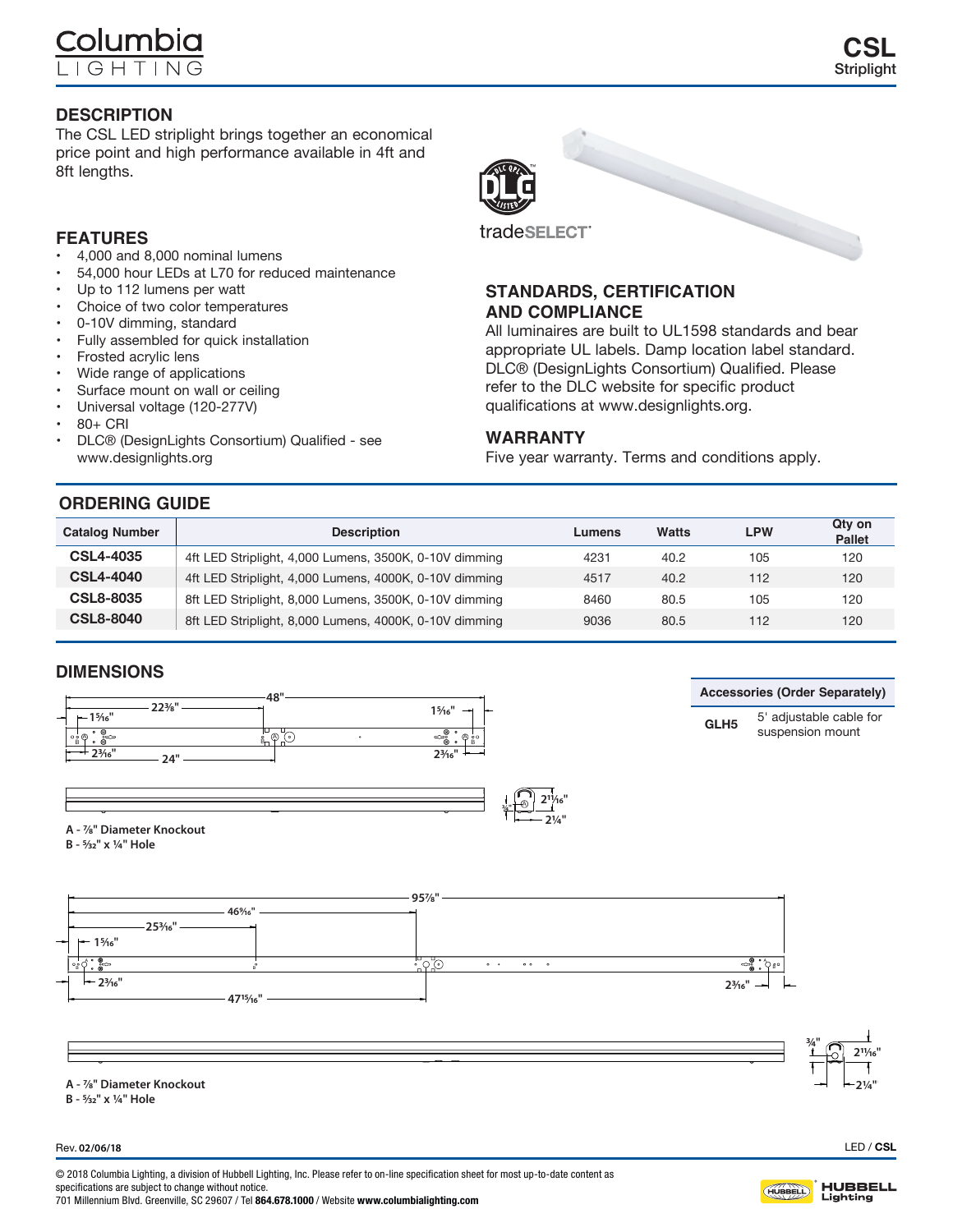Columbia LIGHTING

# CSL
Striplight

## DESCRIPTION

The CSL LED striplight brings together an economical price point and high performance available in 4ft and 8ft lengths.

tradeSELECT

## FEATURES

- 4,000 and 8,000 nominal lumens
- 54,000 hour LEDs at L70 for reduced maintenance
- Up to 112 lumens per watt
- Choice of two color temperatures
- 0-10V dimming, standard
- Fully assembled for quick installation
- Frosted acrylic lens
- Wide range of applications
- Surface mount on wall or ceiling
- Universal voltage (120-277V)
- 80+ CRI
- DLC® (DesignLights Consortium) Qualified - see www.designlights.org

## STANDARDS, CERTIFICATION AND COMPLIANCE

All luminaires are built to UL1598 standards and bear appropriate UL labels. Damp location label standard. DLC® (DesignLights Consortium) Qualified. Please refer to the DLC website for specific product qualifications at www.designlights.org.

## WARRANTY

Five year warranty. Terms and conditions apply.

## ORDERING GUIDE

| Catalog Number | Description | Lumens | Watts | LPW | Qty on Pallet |
|---|---|---|---|---|---|
| CSL4-4035 | 4ft LED Striplight, 4,000 Lumens, 3500K, 0-10V dimming | 4231 | 40.2 | 105 | 120 |
| CSL4-4040 | 4ft LED Striplight, 4,000 Lumens, 4000K, 0-10V dimming | 4517 | 40.2 | 112 | 120 |
| CSL8-8035 | 8ft LED Striplight, 8,000 Lumens, 3500K, 0-10V dimming | 8460 | 80.5 | 105 | 120 |
| CSL8-8040 | 8ft LED Striplight, 8,000 Lumens, 4000K, 0-10V dimming | 9036 | 80.5 | 112 | 120 |

## DIMENSIONS

48", 22⅜", 1⁵⁄₁₆", 1⁵⁄₁₆", 2³⁄₁₆", 24", 2³⁄₁₆", 2¹¹⁄₁₆", 2¼"

**A - ⅞" Diameter Knockout**
**B - ⁵⁄₃₂" x ¼" Hole**

95⅞", 46⁹⁄₁₆", 25³⁄₁₆", 1⁵⁄₁₆", 2³⁄₁₆", 47¹⁵⁄₁₆", 2³⁄₁₆", ¾", 2¹¹⁄₁₆", 2¼"

**A - ⅞" Diameter Knockout**
**B - ⁵⁄₃₂" x ¼" Hole**

| Accessories (Order Separately) | |
|---|---|
| GLH5 | 5' adjustable cable for suspension mount |

Rev. 02/06/18

LED / CSL

© 2018 Columbia Lighting, a division of Hubbell Lighting, Inc. Please refer to on-line specification sheet for most up-to-date content as specifications are subject to change without notice.
701 Millennium Blvd. Greenville, SC 29607 / Tel **864.678.1000** / Website **www.columbialighting.com**

HUBBELL Lighting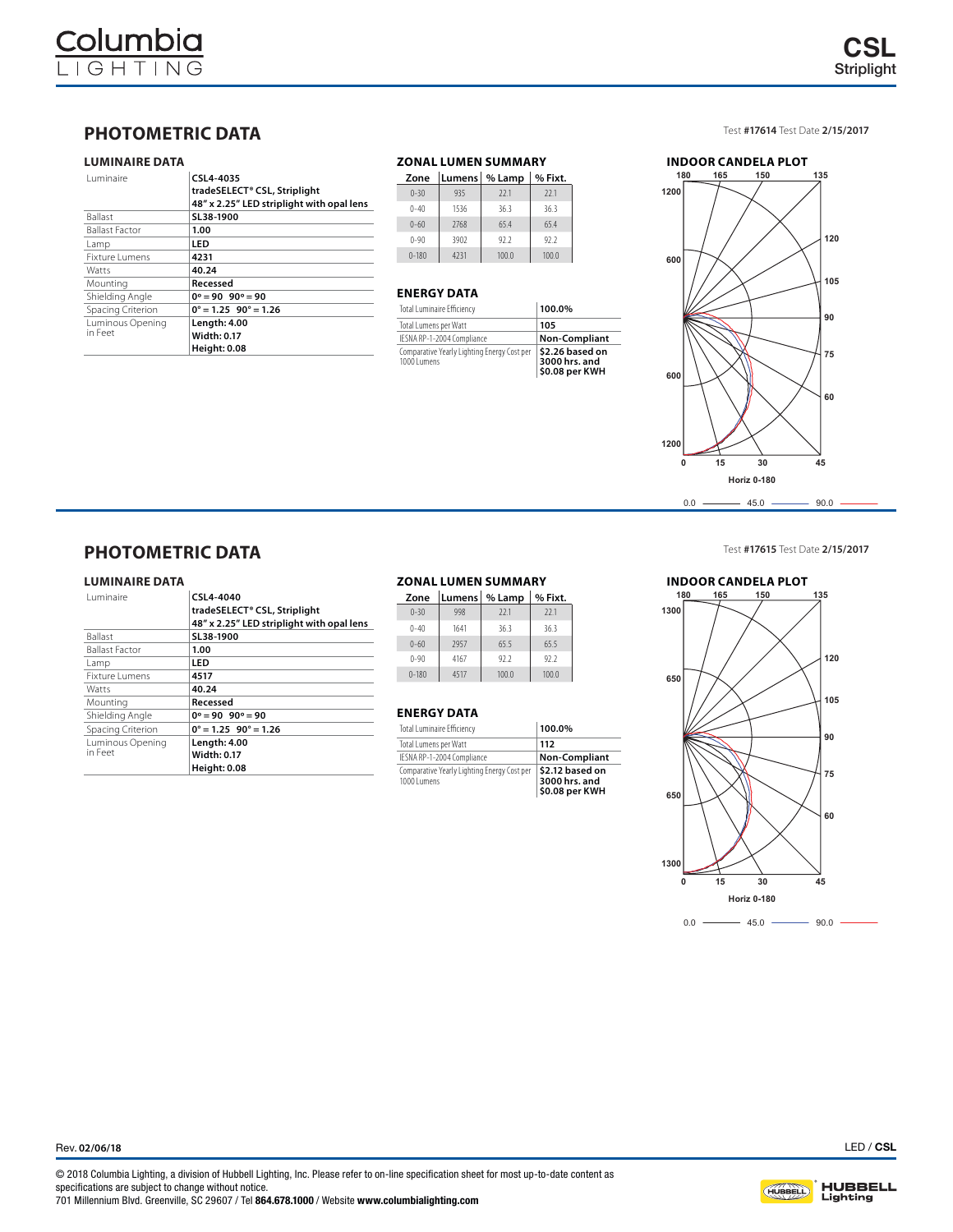## PHOTOMETRIC DATA

Test #17614 Test Date 2/15/2017

### LUMINAIRE DATA

| | |
|---|---|
| Luminaire | **CSL4-4035**<br>**tradeSELECT® CSL, Striplight**<br>**48" x 2.25" LED striplight with opal lens** |
| Ballast | **SL38-1900** |
| Ballast Factor | **1.00** |
| Lamp | **LED** |
| Fixture Lumens | **4231** |
| Watts | **40.24** |
| Mounting | **Recessed** |
| Shielding Angle | **0° = 90  90° = 90** |
| Spacing Criterion | **0° = 1.25  90° = 1.26** |
| Luminous Opening in Feet | **Length: 4.00**<br>**Width: 0.17**<br>**Height: 0.08** |

### ZONAL LUMEN SUMMARY

| Zone | Lumens | % Lamp | % Fixt. |
|---|---|---|---|
| 0-30 | 935 | 22.1 | 22.1 |
| 0-40 | 1536 | 36.3 | 36.3 |
| 0-60 | 2768 | 65.4 | 65.4 |
| 0-90 | 3902 | 92.2 | 92.2 |
| 0-180 | 4231 | 100.0 | 100.0 |

### ENERGY DATA

| | |
|---|---|
| Total Luminaire Efficiency | **100.0%** |
| Total Lumens per Watt | **105** |
| IESNA RP-1-2004 Compliance | **Non-Compliant** |
| Comparative Yearly Lighting Energy Cost per 1000 Lumens | **$2.26 based on 3000 hrs. and $0.08 per KWH** |

### INDOOR CANDELA PLOT

180 165 150 135
1200
600
600
1200
120
105
90
75
60
0 15 30 45
Horiz 0-180
0.0 45.0 90.0

## PHOTOMETRIC DATA

Test #17615 Test Date 2/15/2017

### LUMINAIRE DATA

| | |
|---|---|
| Luminaire | **CSL4-4040**<br>**tradeSELECT® CSL, Striplight**<br>**48" x 2.25" LED striplight with opal lens** |
| Ballast | **SL38-1900** |
| Ballast Factor | **1.00** |
| Lamp | **LED** |
| Fixture Lumens | **4517** |
| Watts | **40.24** |
| Mounting | **Recessed** |
| Shielding Angle | **0° = 90  90° = 90** |
| Spacing Criterion | **0° = 1.25  90° = 1.26** |
| Luminous Opening in Feet | **Length: 4.00**<br>**Width: 0.17**<br>**Height: 0.08** |

### ZONAL LUMEN SUMMARY

| Zone | Lumens | % Lamp | % Fixt. |
|---|---|---|---|
| 0-30 | 998 | 22.1 | 22.1 |
| 0-40 | 1641 | 36.3 | 36.3 |
| 0-60 | 2957 | 65.5 | 65.5 |
| 0-90 | 4167 | 92.2 | 92.2 |
| 0-180 | 4517 | 100.0 | 100.0 |

### ENERGY DATA

| | |
|---|---|
| Total Luminaire Efficiency | **100.0%** |
| Total Lumens per Watt | **112** |
| IESNA RP-1-2004 Compliance | **Non-Compliant** |
| Comparative Yearly Lighting Energy Cost per 1000 Lumens | **$2.12 based on 3000 hrs. and $0.08 per KWH** |

### INDOOR CANDELA PLOT

180 165 150 135
1300
650
650
1300
120
105
90
75
60
0 15 30 45
Horiz 0-180
0.0 45.0 90.0

Rev. 02/06/18

LED / **CSL**

© 2018 Columbia Lighting, a division of Hubbell Lighting, Inc. Please refer to on-line specification sheet for most up-to-date content as specifications are subject to change without notice.
701 Millennium Blvd. Greenville, SC 29607 / Tel **864.678.1000** / Website **www.columbialighting.com**